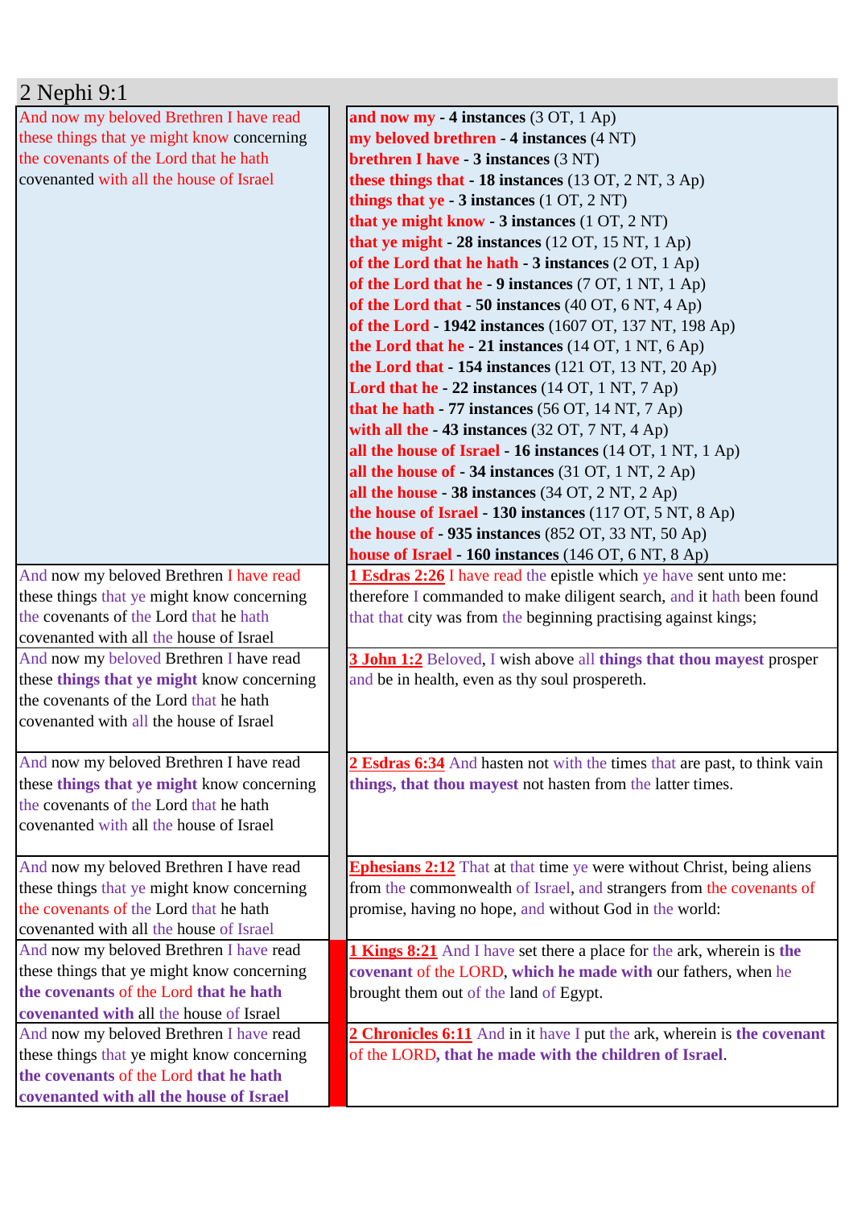## 2 Nephi 9:1

| 2 Nephi 9:1 | Matches |
|---|---|
| And now my beloved Brethren I have read these things that ye might know concerning the covenants of the Lord that he hath covenanted with all the house of Israel | **and now my - 4 instances** (3 OT, 1 Ap)<br>**my beloved brethren - 4 instances** (4 NT)<br>**brethren I have - 3 instances** (3 NT)<br>**these things that - 18 instances** (13 OT, 2 NT, 3 Ap)<br>**things that ye - 3 instances** (1 OT, 2 NT)<br>**that ye might know - 3 instances** (1 OT, 2 NT)<br>**that ye might - 28 instances** (12 OT, 15 NT, 1 Ap)<br>**of the Lord that he hath - 3 instances** (2 OT, 1 Ap)<br>**of the Lord that he - 9 instances** (7 OT, 1 NT, 1 Ap)<br>**of the Lord that - 50 instances** (40 OT, 6 NT, 4 Ap)<br>**of the Lord - 1942 instances** (1607 OT, 137 NT, 198 Ap)<br>**the Lord that he - 21 instances** (14 OT, 1 NT, 6 Ap)<br>**the Lord that - 154 instances** (121 OT, 13 NT, 20 Ap)<br>**Lord that he - 22 instances** (14 OT, 1 NT, 7 Ap)<br>**that he hath - 77 instances** (56 OT, 14 NT, 7 Ap)<br>**with all the - 43 instances** (32 OT, 7 NT, 4 Ap)<br>**all the house of Israel - 16 instances** (14 OT, 1 NT, 1 Ap)<br>**all the house of - 34 instances** (31 OT, 1 NT, 2 Ap)<br>**all the house - 38 instances** (34 OT, 2 NT, 2 Ap)<br>**the house of Israel - 130 instances** (117 OT, 5 NT, 8 Ap)<br>**the house of - 935 instances** (852 OT, 33 NT, 50 Ap)<br>**house of Israel - 160 instances** (146 OT, 6 NT, 8 Ap) |
| And now my beloved Brethren I have read these things that ye might know concerning the covenants of the Lord that he hath covenanted with all the house of Israel | **1 Esdras 2:26** I have read the epistle which ye have sent unto me: therefore I commanded to make diligent search, and it hath been found that that city was from the beginning practising against kings; |
| And now my beloved Brethren I have read these **things that ye might** know concerning the covenants of the Lord that he hath covenanted with all the house of Israel | **3 John 1:2** Beloved, I wish above all **things that thou mayest** prosper and be in health, even as thy soul prospereth. |
| And now my beloved Brethren I have read these **things that ye might** know concerning the covenants of the Lord that he hath covenanted with all the house of Israel | **2 Esdras 6:34** And hasten not with the times that are past, to think vain **things, that thou mayest** not hasten from the latter times. |
| And now my beloved Brethren I have read these things that ye might know concerning the covenants of the Lord that he hath covenanted with all the house of Israel | **Ephesians 2:12** That at that time ye were without Christ, being aliens from the commonwealth of Israel, and strangers from the covenants of promise, having no hope, and without God in the world: |
| And now my beloved Brethren I have read these things that ye might know concerning **the covenants** of the Lord **that he hath covenanted with** all the house of Israel | **1 Kings 8:21** And I have set there a place for the ark, wherein is **the covenant** of the LORD, **which he made with** our fathers, when he brought them out of the land of Egypt. |
| And now my beloved Brethren I have read these things that ye might know concerning **the covenants** of the Lord **that he hath covenanted with all the house of Israel** | **2 Chronicles 6:11** And in it have I put the ark, wherein is **the covenant** of the LORD, **that he made with the children of Israel**. |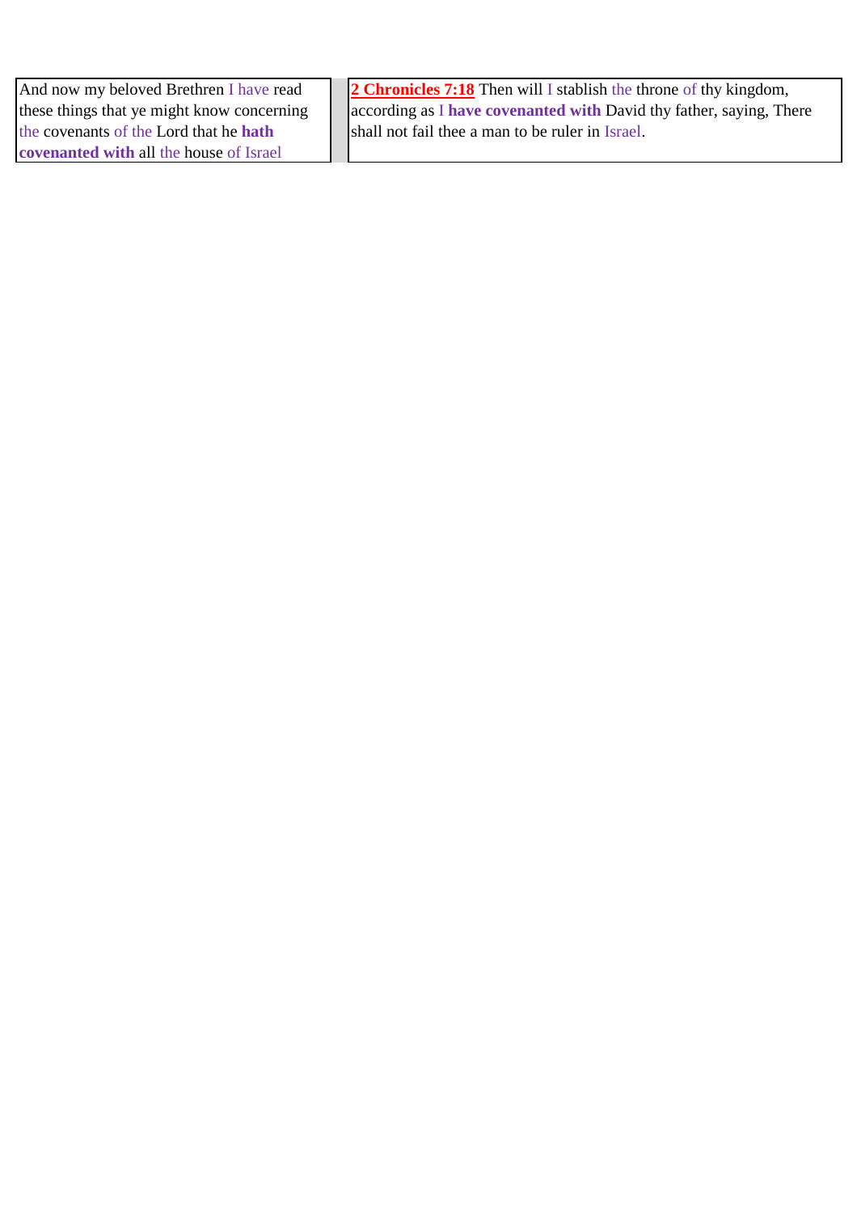| | |
|---|---|
| And now my beloved Brethren I have read these things that ye might know concerning the covenants of the Lord that he **hath covenanted with** all the house of Israel | **2 Chronicles 7:18** Then will I stablish the throne of thy kingdom, according as I **have covenanted with** David thy father, saying, There shall not fail thee a man to be ruler in Israel. |